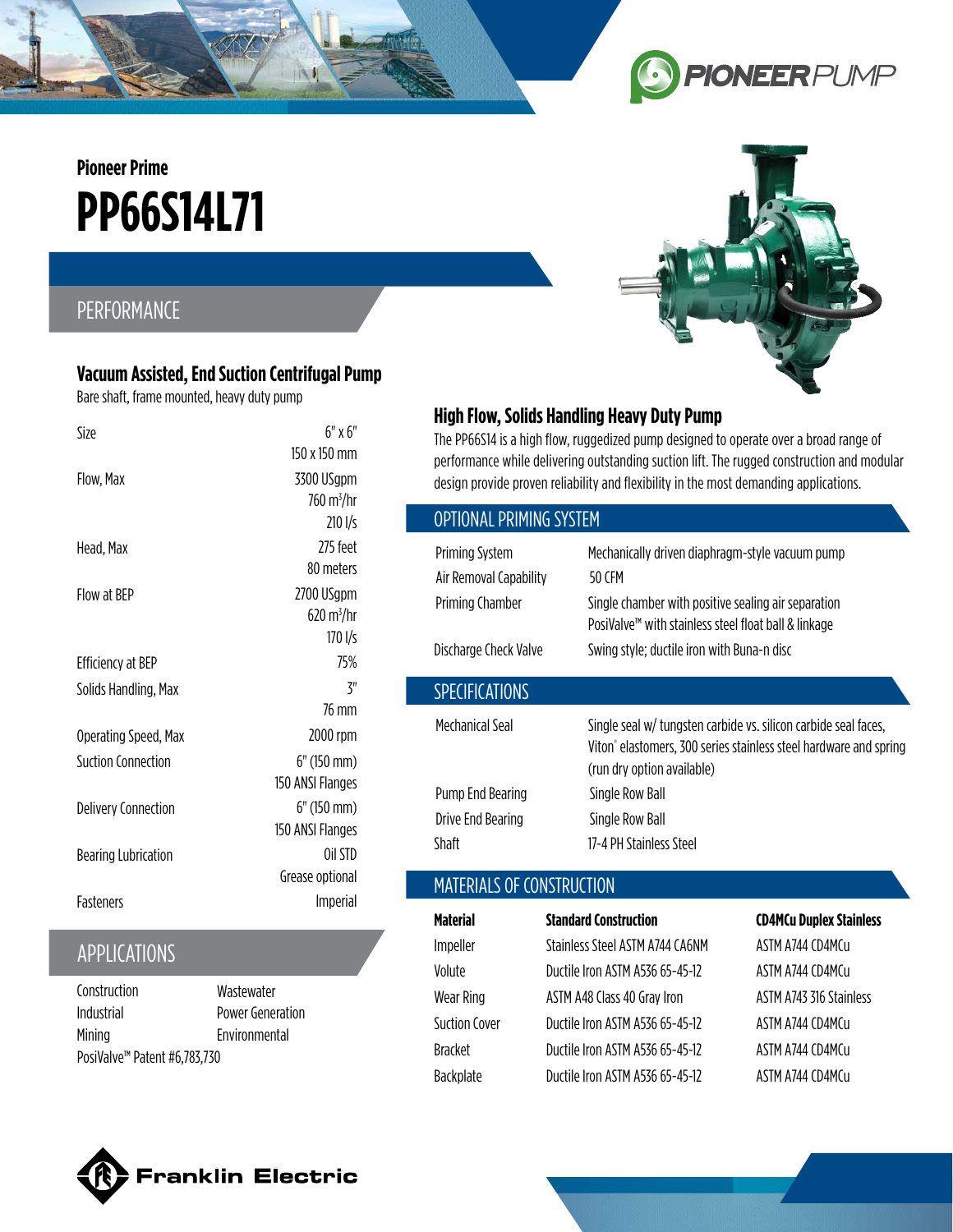Pioneer Prime

# PP66S14L71

## PERFORMANCE

### Vacuum Assisted, End Suction Centrifugal Pump

Bare shaft, frame mounted, heavy duty pump

| | |
|---|---|
| Size | 6" x 6"<br>150 x 150 mm |
| Flow, Max | 3300 USgpm<br>760 m³/hr<br>210 l/s |
| Head, Max | 275 feet<br>80 meters |
| Flow at BEP | 2700 USgpm<br>620 m³/hr<br>170 l/s |
| Efficiency at BEP | 75% |
| Solids Handling, Max | 3"<br>76 mm |
| Operating Speed, Max | 2000 rpm |
| Suction Connection | 6" (150 mm)<br>150 ANSI Flanges |
| Delivery Connection | 6" (150 mm)<br>150 ANSI Flanges |
| Bearing Lubrication | Oil STD<br>Grease optional |
| Fasteners | Imperial |

## APPLICATIONS

- Construction
- Industrial
- Mining
- Wastewater
- Power Generation
- Environmental

PosiValve™ Patent #6,783,730

### High Flow, Solids Handling Heavy Duty Pump

The PP66S14 is a high flow, ruggedized pump designed to operate over a broad range of performance while delivering outstanding suction lift. The rugged construction and modular design provide proven reliability and flexibility in the most demanding applications.

## OPTIONAL PRIMING SYSTEM

| | |
|---|---|
| Priming System | Mechanically driven diaphragm-style vacuum pump |
| Air Removal Capability | 50 CFM |
| Priming Chamber | Single chamber with positive sealing air separation<br>PosiValve™ with stainless steel float ball & linkage |
| Discharge Check Valve | Swing style; ductile iron with Buna-n disc |

## SPECIFICATIONS

| | |
|---|---|
| Mechanical Seal | Single seal w/ tungsten carbide vs. silicon carbide seal faces, Viton® elastomers, 300 series stainless steel hardware and spring (run dry option available) |
| Pump End Bearing | Single Row Ball |
| Drive End Bearing | Single Row Ball |
| Shaft | 17-4 PH Stainless Steel |

## MATERIALS OF CONSTRUCTION

| Material | Standard Construction | CD4MCu Duplex Stainless |
|---|---|---|
| Impeller | Stainless Steel ASTM A744 CA6NM | ASTM A744 CD4MCu |
| Volute | Ductile Iron ASTM A536 65-45-12 | ASTM A744 CD4MCu |
| Wear Ring | ASTM A48 Class 40 Gray Iron | ASTM A743 316 Stainless |
| Suction Cover | Ductile Iron ASTM A536 65-45-12 | ASTM A744 CD4MCu |
| Bracket | Ductile Iron ASTM A536 65-45-12 | ASTM A744 CD4MCu |
| Backplate | Ductile Iron ASTM A536 65-45-12 | ASTM A744 CD4MCu |

Franklin Electric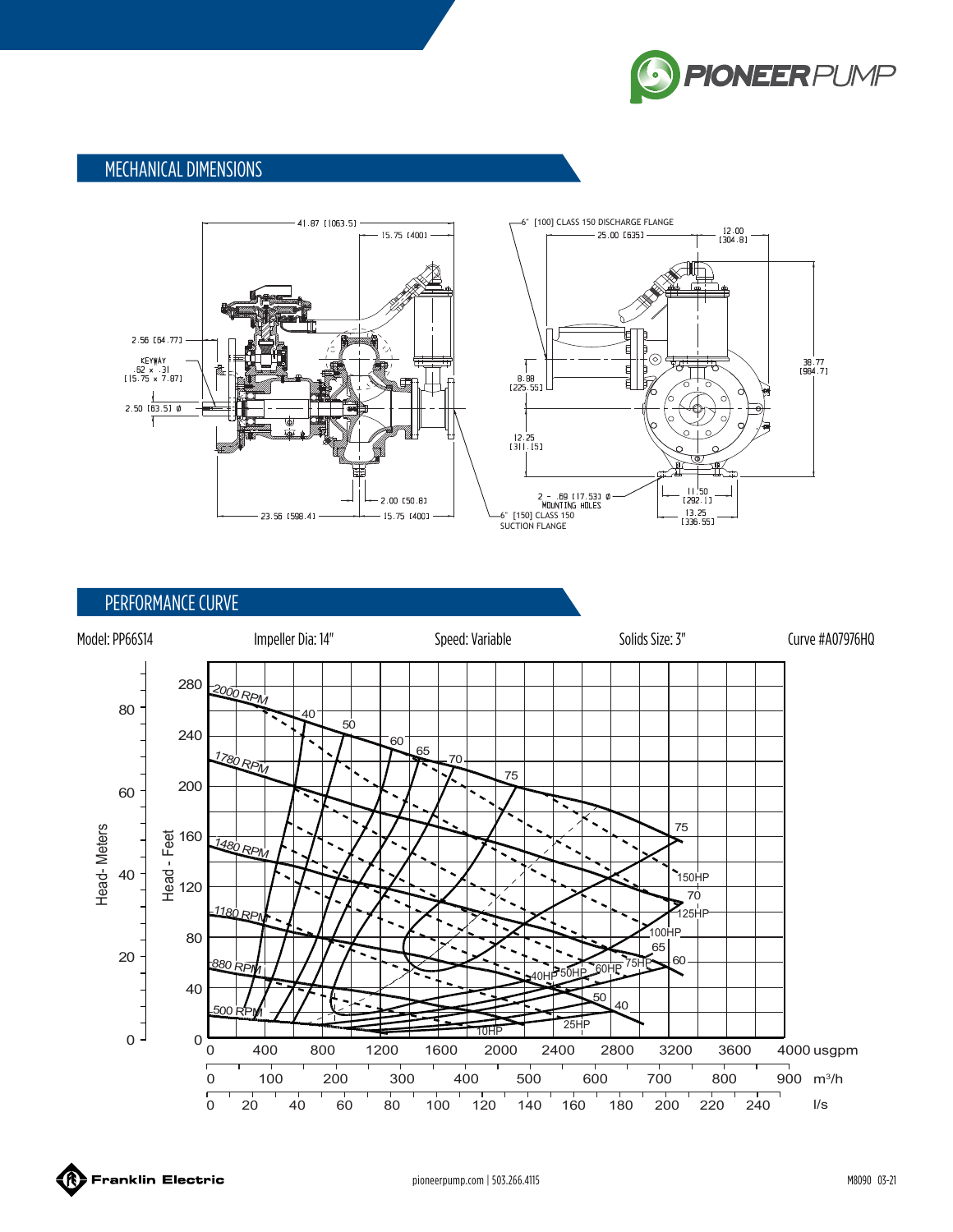## MECHANICAL DIMENSIONS

41.87 [1063.5]
15.75 [400]
2.56 [64.77]
KEYWAY
.62 x .31
[15.75 x 7.87]
2.50 [63.5] Ø
2.00 [50.8]
23.56 [598.4]
15.75 [400]

6" [100] CLASS 150 DISCHARGE FLANGE
25.00 [635]
12.00
[304.8]
8.88
[225.55]
12.25
[311.15]
38.77
[984.7]
2 - .69 [17.53] Ø
MOUNTING HOLES
6" [150] CLASS 150
SUCTION FLANGE
11.50
[292.1]
13.25
[336.55]

## PERFORMANCE CURVE

Model: PP66S14
Impeller Dia: 14"
Speed: Variable
Solids Size: 3"
Curve #A07976HQ

Head- Meters
Head - Feet
2000 RPM
1780 RPM
1480 RPM
1180 RPM
880 RPM
500 RPM
40
50
60
65
70
75
75
70
65
60
50
40
150HP
125HP
100HP
75HP
60HP
50HP
40HP
25HP
10HP

0 20 40 60 80 (Head - Meters)
0 40 80 120 160 200 240 280 (Head - Feet)
0 400 800 1200 1600 2000 2400 2800 3200 3600 4000 usgpm
0 100 200 300 400 500 600 700 800 900 m³/h
0 20 40 60 80 100 120 140 160 180 200 220 240 l/s